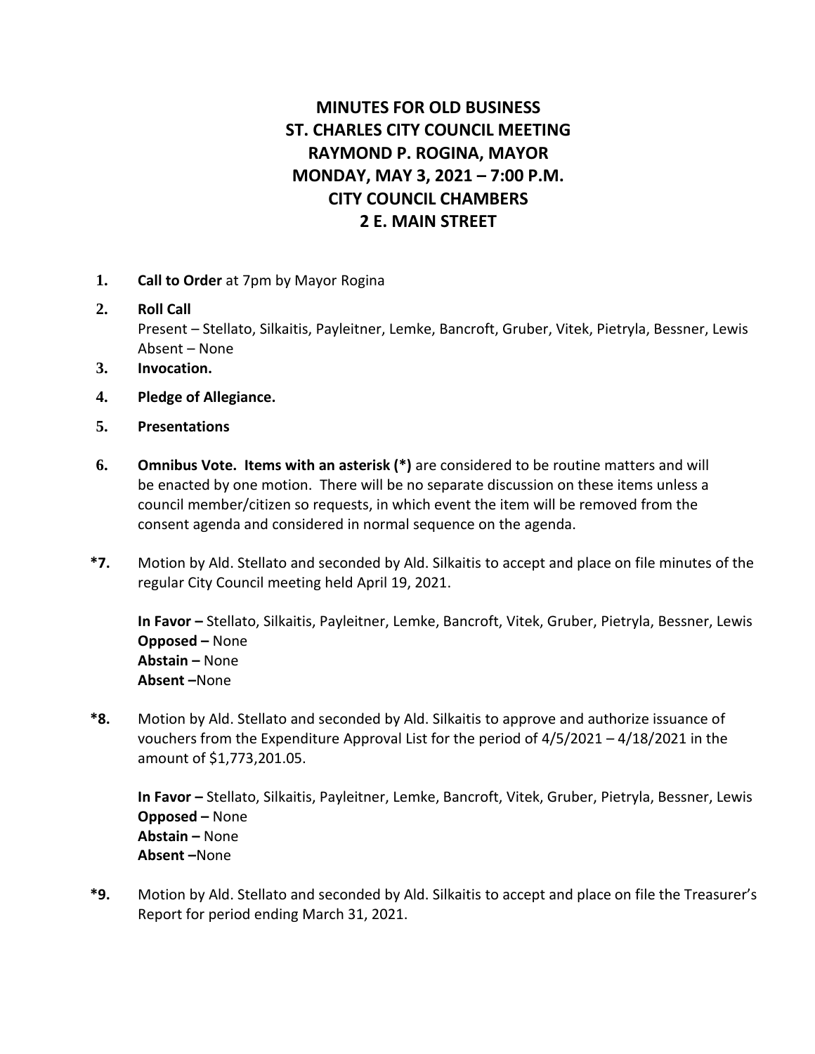# MINUTES FOR OLD BUSINESS
# ST. CHARLES CITY COUNCIL MEETING
# RAYMOND P. ROGINA, MAYOR
# MONDAY, MAY 3, 2021 – 7:00 P.M.
# CITY COUNCIL CHAMBERS
# 2 E. MAIN STREET

**1.** **Call to Order** at 7pm by Mayor Rogina

**2.** **Roll Call**
Present – Stellato, Silkaitis, Payleitner, Lemke, Bancroft, Gruber, Vitek, Pietryla, Bessner, Lewis
Absent – None

**3.** **Invocation.**

**4.** **Pledge of Allegiance.**

**5.** **Presentations**

**6.** **Omnibus Vote. Items with an asterisk (*)** are considered to be routine matters and will be enacted by one motion. There will be no separate discussion on these items unless a council member/citizen so requests, in which event the item will be removed from the consent agenda and considered in normal sequence on the agenda.

**\*7.** Motion by Ald. Stellato and seconded by Ald. Silkaitis to accept and place on file minutes of the regular City Council meeting held April 19, 2021.

**In Favor –** Stellato, Silkaitis, Payleitner, Lemke, Bancroft, Vitek, Gruber, Pietryla, Bessner, Lewis
**Opposed –** None
**Abstain –** None
**Absent –**None

**\*8.** Motion by Ald. Stellato and seconded by Ald. Silkaitis to approve and authorize issuance of vouchers from the Expenditure Approval List for the period of 4/5/2021 – 4/18/2021 in the amount of $1,773,201.05.

**In Favor –** Stellato, Silkaitis, Payleitner, Lemke, Bancroft, Vitek, Gruber, Pietryla, Bessner, Lewis
**Opposed –** None
**Abstain –** None
**Absent –**None

**\*9.** Motion by Ald. Stellato and seconded by Ald. Silkaitis to accept and place on file the Treasurer's Report for period ending March 31, 2021.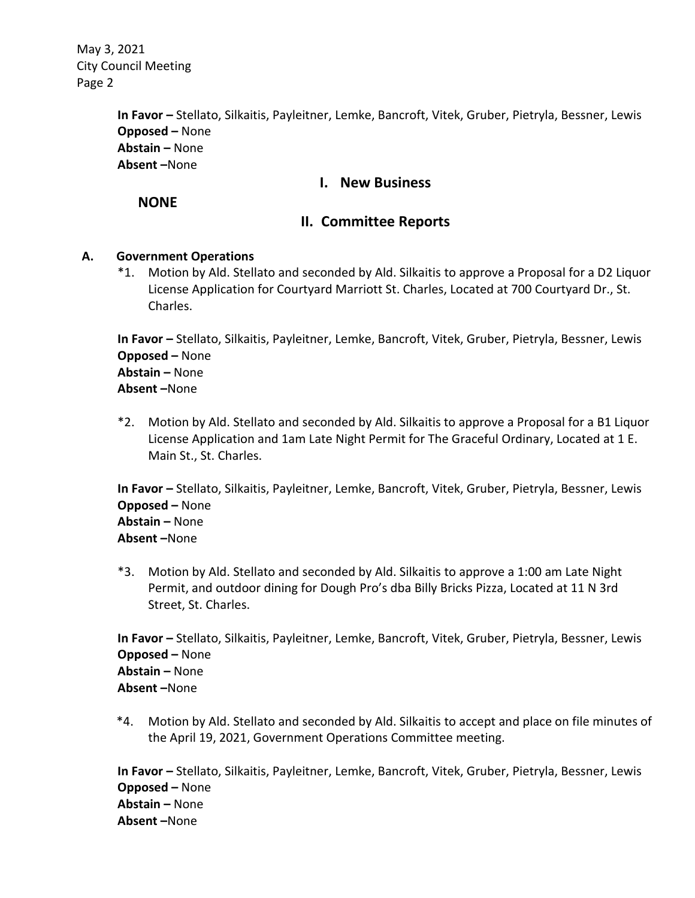**In Favor –** Stellato, Silkaitis, Payleitner, Lemke, Bancroft, Vitek, Gruber, Pietryla, Bessner, Lewis
**Opposed –** None
**Abstain –** None
**Absent –**None

## I. New Business

**NONE**

## II. Committee Reports

### A. Government Operations

*1. Motion by Ald. Stellato and seconded by Ald. Silkaitis to approve a Proposal for a D2 Liquor License Application for Courtyard Marriott St. Charles, Located at 700 Courtyard Dr., St. Charles.

**In Favor –** Stellato, Silkaitis, Payleitner, Lemke, Bancroft, Vitek, Gruber, Pietryla, Bessner, Lewis
**Opposed –** None
**Abstain –** None
**Absent –**None

*2. Motion by Ald. Stellato and seconded by Ald. Silkaitis to approve a Proposal for a B1 Liquor License Application and 1am Late Night Permit for The Graceful Ordinary, Located at 1 E. Main St., St. Charles.

**In Favor –** Stellato, Silkaitis, Payleitner, Lemke, Bancroft, Vitek, Gruber, Pietryla, Bessner, Lewis
**Opposed –** None
**Abstain –** None
**Absent –**None

*3. Motion by Ald. Stellato and seconded by Ald. Silkaitis to approve a 1:00 am Late Night Permit, and outdoor dining for Dough Pro's dba Billy Bricks Pizza, Located at 11 N 3rd Street, St. Charles.

**In Favor –** Stellato, Silkaitis, Payleitner, Lemke, Bancroft, Vitek, Gruber, Pietryla, Bessner, Lewis
**Opposed –** None
**Abstain –** None
**Absent –**None

*4. Motion by Ald. Stellato and seconded by Ald. Silkaitis to accept and place on file minutes of the April 19, 2021, Government Operations Committee meeting.

**In Favor –** Stellato, Silkaitis, Payleitner, Lemke, Bancroft, Vitek, Gruber, Pietryla, Bessner, Lewis
**Opposed –** None
**Abstain –** None
**Absent –**None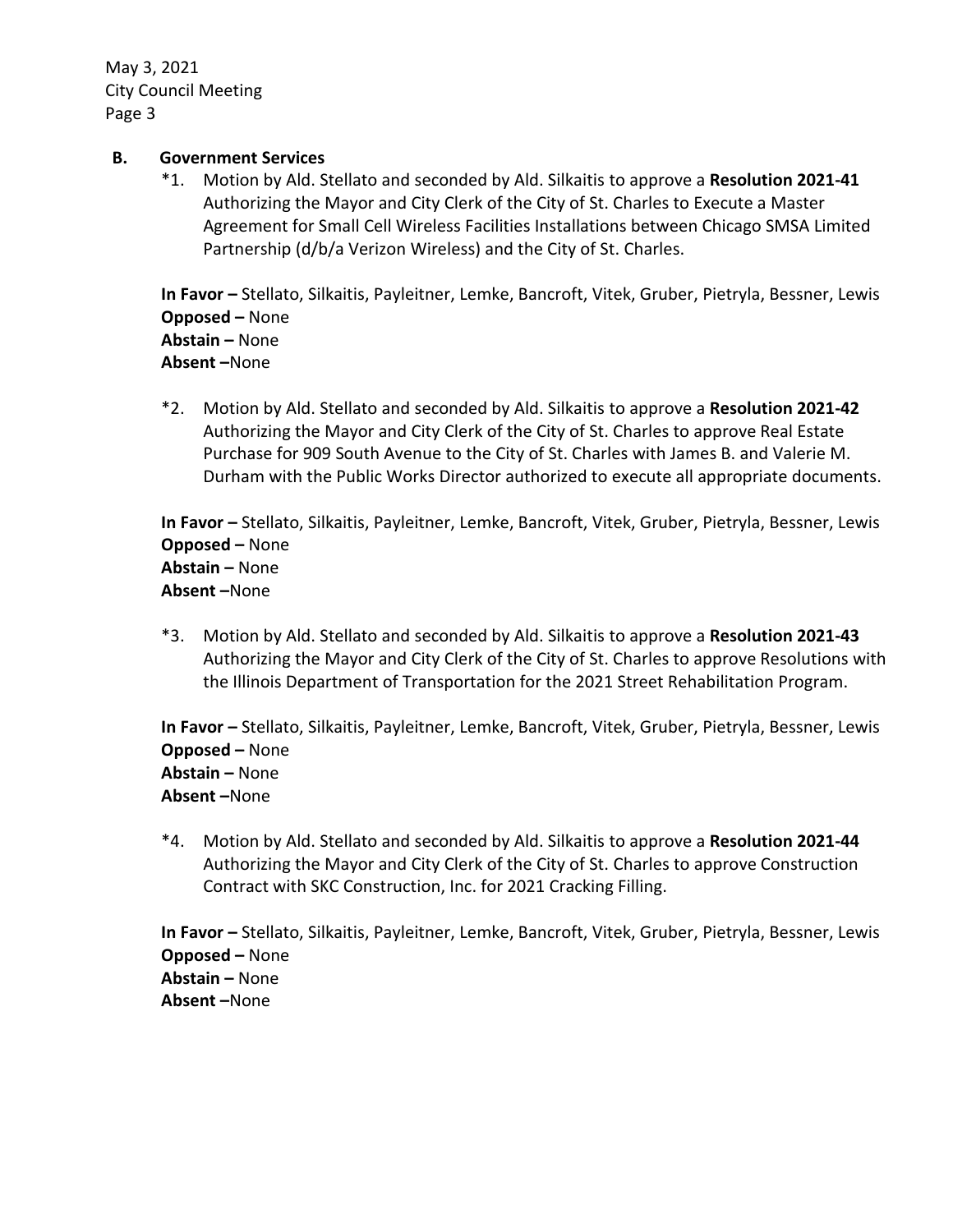## B. Government Services

*1. Motion by Ald. Stellato and seconded by Ald. Silkaitis to approve a **Resolution 2021-41** Authorizing the Mayor and City Clerk of the City of St. Charles to Execute a Master Agreement for Small Cell Wireless Facilities Installations between Chicago SMSA Limited Partnership (d/b/a Verizon Wireless) and the City of St. Charles.

**In Favor –** Stellato, Silkaitis, Payleitner, Lemke, Bancroft, Vitek, Gruber, Pietryla, Bessner, Lewis
**Opposed –** None
**Abstain –** None
**Absent –**None

*2. Motion by Ald. Stellato and seconded by Ald. Silkaitis to approve a **Resolution 2021-42** Authorizing the Mayor and City Clerk of the City of St. Charles to approve Real Estate Purchase for 909 South Avenue to the City of St. Charles with James B. and Valerie M. Durham with the Public Works Director authorized to execute all appropriate documents.

**In Favor –** Stellato, Silkaitis, Payleitner, Lemke, Bancroft, Vitek, Gruber, Pietryla, Bessner, Lewis
**Opposed –** None
**Abstain –** None
**Absent –**None

*3. Motion by Ald. Stellato and seconded by Ald. Silkaitis to approve a **Resolution 2021-43** Authorizing the Mayor and City Clerk of the City of St. Charles to approve Resolutions with the Illinois Department of Transportation for the 2021 Street Rehabilitation Program.

**In Favor –** Stellato, Silkaitis, Payleitner, Lemke, Bancroft, Vitek, Gruber, Pietryla, Bessner, Lewis
**Opposed –** None
**Abstain –** None
**Absent –**None

*4. Motion by Ald. Stellato and seconded by Ald. Silkaitis to approve a **Resolution 2021-44** Authorizing the Mayor and City Clerk of the City of St. Charles to approve Construction Contract with SKC Construction, Inc. for 2021 Cracking Filling.

**In Favor –** Stellato, Silkaitis, Payleitner, Lemke, Bancroft, Vitek, Gruber, Pietryla, Bessner, Lewis
**Opposed –** None
**Abstain –** None
**Absent –**None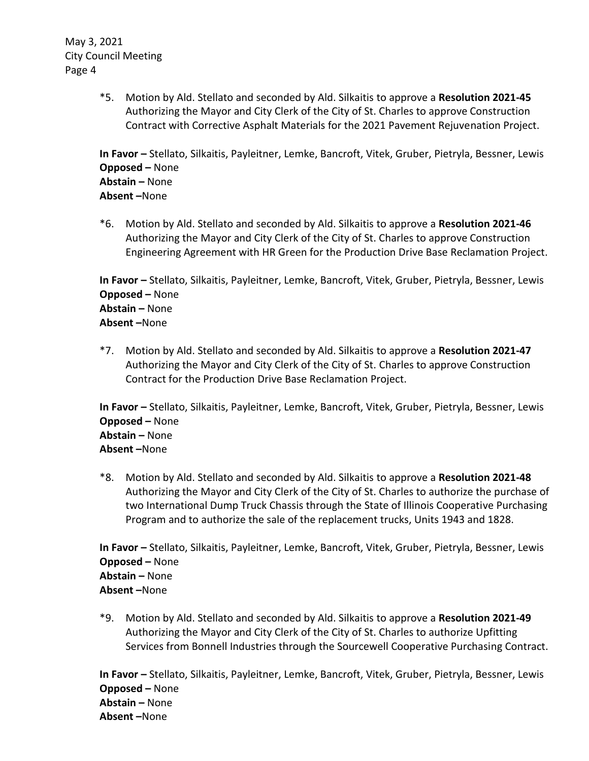*5. Motion by Ald. Stellato and seconded by Ald. Silkaitis to approve a **Resolution 2021-45** Authorizing the Mayor and City Clerk of the City of St. Charles to approve Construction Contract with Corrective Asphalt Materials for the 2021 Pavement Rejuvenation Project.

**In Favor –** Stellato, Silkaitis, Payleitner, Lemke, Bancroft, Vitek, Gruber, Pietryla, Bessner, Lewis
**Opposed –** None
**Abstain –** None
**Absent –**None

*6. Motion by Ald. Stellato and seconded by Ald. Silkaitis to approve a **Resolution 2021-46** Authorizing the Mayor and City Clerk of the City of St. Charles to approve Construction Engineering Agreement with HR Green for the Production Drive Base Reclamation Project.

**In Favor –** Stellato, Silkaitis, Payleitner, Lemke, Bancroft, Vitek, Gruber, Pietryla, Bessner, Lewis
**Opposed –** None
**Abstain –** None
**Absent –**None

*7. Motion by Ald. Stellato and seconded by Ald. Silkaitis to approve a **Resolution 2021-47** Authorizing the Mayor and City Clerk of the City of St. Charles to approve Construction Contract for the Production Drive Base Reclamation Project.

**In Favor –** Stellato, Silkaitis, Payleitner, Lemke, Bancroft, Vitek, Gruber, Pietryla, Bessner, Lewis
**Opposed –** None
**Abstain –** None
**Absent –**None

*8. Motion by Ald. Stellato and seconded by Ald. Silkaitis to approve a **Resolution 2021-48** Authorizing the Mayor and City Clerk of the City of St. Charles to authorize the purchase of two International Dump Truck Chassis through the State of Illinois Cooperative Purchasing Program and to authorize the sale of the replacement trucks, Units 1943 and 1828.

**In Favor –** Stellato, Silkaitis, Payleitner, Lemke, Bancroft, Vitek, Gruber, Pietryla, Bessner, Lewis
**Opposed –** None
**Abstain –** None
**Absent –**None

*9. Motion by Ald. Stellato and seconded by Ald. Silkaitis to approve a **Resolution 2021-49** Authorizing the Mayor and City Clerk of the City of St. Charles to authorize Upfitting Services from Bonnell Industries through the Sourcewell Cooperative Purchasing Contract.

**In Favor –** Stellato, Silkaitis, Payleitner, Lemke, Bancroft, Vitek, Gruber, Pietryla, Bessner, Lewis
**Opposed –** None
**Abstain –** None
**Absent –**None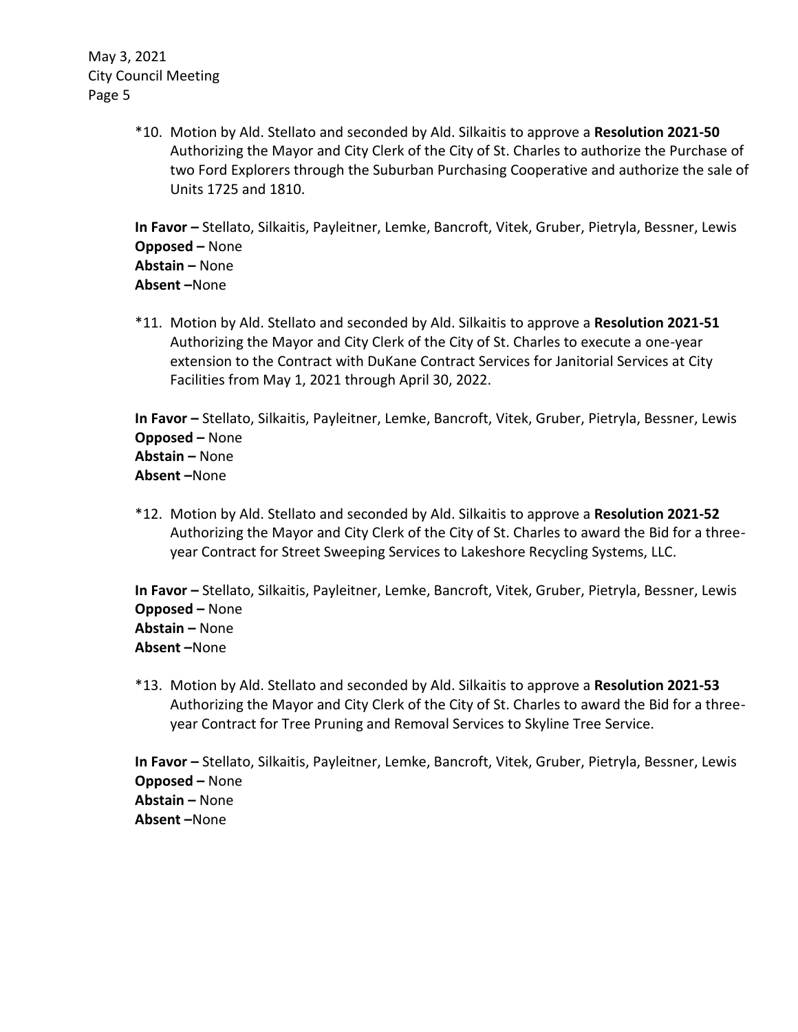*10. Motion by Ald. Stellato and seconded by Ald. Silkaitis to approve a **Resolution 2021-50** Authorizing the Mayor and City Clerk of the City of St. Charles to authorize the Purchase of two Ford Explorers through the Suburban Purchasing Cooperative and authorize the sale of Units 1725 and 1810.

**In Favor –** Stellato, Silkaitis, Payleitner, Lemke, Bancroft, Vitek, Gruber, Pietryla, Bessner, Lewis
**Opposed –** None
**Abstain –** None
**Absent –**None

*11. Motion by Ald. Stellato and seconded by Ald. Silkaitis to approve a **Resolution 2021-51** Authorizing the Mayor and City Clerk of the City of St. Charles to execute a one-year extension to the Contract with DuKane Contract Services for Janitorial Services at City Facilities from May 1, 2021 through April 30, 2022.

**In Favor –** Stellato, Silkaitis, Payleitner, Lemke, Bancroft, Vitek, Gruber, Pietryla, Bessner, Lewis
**Opposed –** None
**Abstain –** None
**Absent –**None

*12. Motion by Ald. Stellato and seconded by Ald. Silkaitis to approve a **Resolution 2021-52** Authorizing the Mayor and City Clerk of the City of St. Charles to award the Bid for a three-year Contract for Street Sweeping Services to Lakeshore Recycling Systems, LLC.

**In Favor –** Stellato, Silkaitis, Payleitner, Lemke, Bancroft, Vitek, Gruber, Pietryla, Bessner, Lewis
**Opposed –** None
**Abstain –** None
**Absent –**None

*13. Motion by Ald. Stellato and seconded by Ald. Silkaitis to approve a **Resolution 2021-53** Authorizing the Mayor and City Clerk of the City of St. Charles to award the Bid for a three-year Contract for Tree Pruning and Removal Services to Skyline Tree Service.

**In Favor –** Stellato, Silkaitis, Payleitner, Lemke, Bancroft, Vitek, Gruber, Pietryla, Bessner, Lewis
**Opposed –** None
**Abstain –** None
**Absent –**None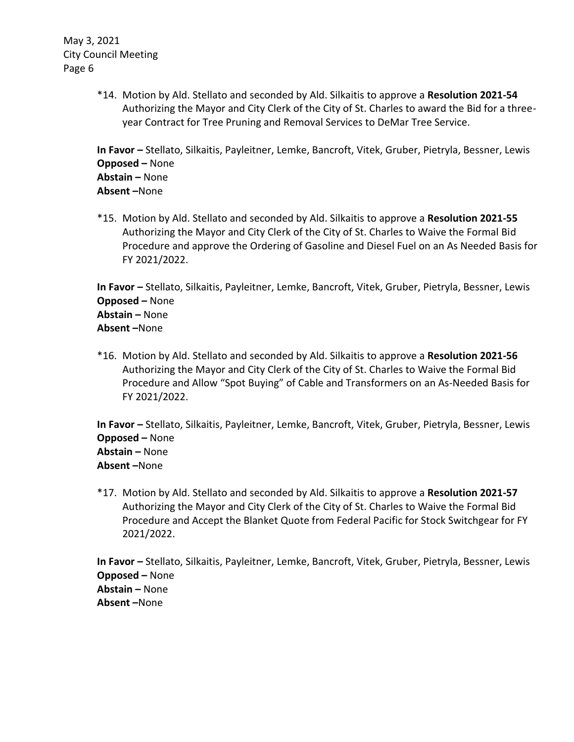*14. Motion by Ald. Stellato and seconded by Ald. Silkaitis to approve a **Resolution 2021-54** Authorizing the Mayor and City Clerk of the City of St. Charles to award the Bid for a three-year Contract for Tree Pruning and Removal Services to DeMar Tree Service.

**In Favor –** Stellato, Silkaitis, Payleitner, Lemke, Bancroft, Vitek, Gruber, Pietryla, Bessner, Lewis
**Opposed –** None
**Abstain –** None
**Absent –**None

*15. Motion by Ald. Stellato and seconded by Ald. Silkaitis to approve a **Resolution 2021-55** Authorizing the Mayor and City Clerk of the City of St. Charles to Waive the Formal Bid Procedure and approve the Ordering of Gasoline and Diesel Fuel on an As Needed Basis for FY 2021/2022.

**In Favor –** Stellato, Silkaitis, Payleitner, Lemke, Bancroft, Vitek, Gruber, Pietryla, Bessner, Lewis
**Opposed –** None
**Abstain –** None
**Absent –**None

*16. Motion by Ald. Stellato and seconded by Ald. Silkaitis to approve a **Resolution 2021-56** Authorizing the Mayor and City Clerk of the City of St. Charles to Waive the Formal Bid Procedure and Allow "Spot Buying" of Cable and Transformers on an As-Needed Basis for FY 2021/2022.

**In Favor –** Stellato, Silkaitis, Payleitner, Lemke, Bancroft, Vitek, Gruber, Pietryla, Bessner, Lewis
**Opposed –** None
**Abstain –** None
**Absent –**None

*17. Motion by Ald. Stellato and seconded by Ald. Silkaitis to approve a **Resolution 2021-57** Authorizing the Mayor and City Clerk of the City of St. Charles to Waive the Formal Bid Procedure and Accept the Blanket Quote from Federal Pacific for Stock Switchgear for FY 2021/2022.

**In Favor –** Stellato, Silkaitis, Payleitner, Lemke, Bancroft, Vitek, Gruber, Pietryla, Bessner, Lewis
**Opposed –** None
**Abstain –** None
**Absent –**None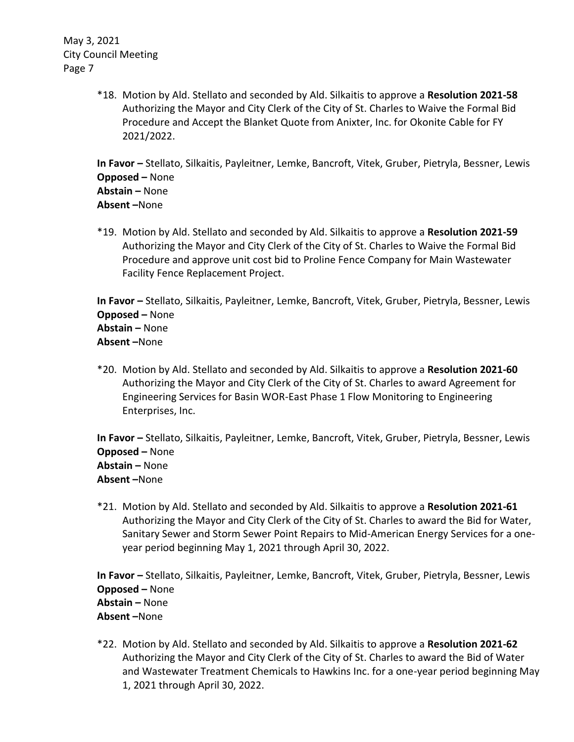*18. Motion by Ald. Stellato and seconded by Ald. Silkaitis to approve a **Resolution 2021-58** Authorizing the Mayor and City Clerk of the City of St. Charles to Waive the Formal Bid Procedure and Accept the Blanket Quote from Anixter, Inc. for Okonite Cable for FY 2021/2022.

**In Favor –** Stellato, Silkaitis, Payleitner, Lemke, Bancroft, Vitek, Gruber, Pietryla, Bessner, Lewis
**Opposed –** None
**Abstain –** None
**Absent –**None

*19. Motion by Ald. Stellato and seconded by Ald. Silkaitis to approve a **Resolution 2021-59** Authorizing the Mayor and City Clerk of the City of St. Charles to Waive the Formal Bid Procedure and approve unit cost bid to Proline Fence Company for Main Wastewater Facility Fence Replacement Project.

**In Favor –** Stellato, Silkaitis, Payleitner, Lemke, Bancroft, Vitek, Gruber, Pietryla, Bessner, Lewis
**Opposed –** None
**Abstain –** None
**Absent –**None

*20. Motion by Ald. Stellato and seconded by Ald. Silkaitis to approve a **Resolution 2021-60** Authorizing the Mayor and City Clerk of the City of St. Charles to award Agreement for Engineering Services for Basin WOR-East Phase 1 Flow Monitoring to Engineering Enterprises, Inc.

**In Favor –** Stellato, Silkaitis, Payleitner, Lemke, Bancroft, Vitek, Gruber, Pietryla, Bessner, Lewis
**Opposed –** None
**Abstain –** None
**Absent –**None

*21. Motion by Ald. Stellato and seconded by Ald. Silkaitis to approve a **Resolution 2021-61** Authorizing the Mayor and City Clerk of the City of St. Charles to award the Bid for Water, Sanitary Sewer and Storm Sewer Point Repairs to Mid-American Energy Services for a one-year period beginning May 1, 2021 through April 30, 2022.

**In Favor –** Stellato, Silkaitis, Payleitner, Lemke, Bancroft, Vitek, Gruber, Pietryla, Bessner, Lewis
**Opposed –** None
**Abstain –** None
**Absent –**None

*22. Motion by Ald. Stellato and seconded by Ald. Silkaitis to approve a **Resolution 2021-62** Authorizing the Mayor and City Clerk of the City of St. Charles to award the Bid of Water and Wastewater Treatment Chemicals to Hawkins Inc. for a one-year period beginning May 1, 2021 through April 30, 2022.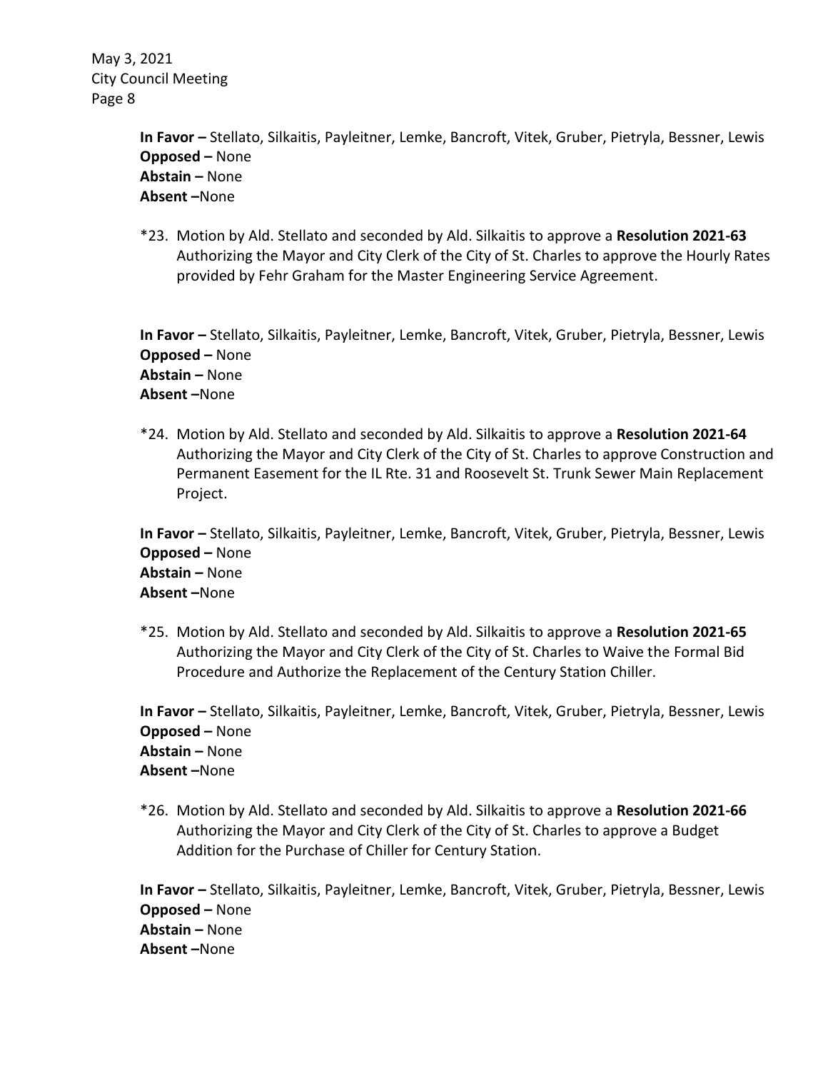**In Favor –** Stellato, Silkaitis, Payleitner, Lemke, Bancroft, Vitek, Gruber, Pietryla, Bessner, Lewis
**Opposed –** None
**Abstain –** None
**Absent –**None

*23. Motion by Ald. Stellato and seconded by Ald. Silkaitis to approve a **Resolution 2021-63** Authorizing the Mayor and City Clerk of the City of St. Charles to approve the Hourly Rates provided by Fehr Graham for the Master Engineering Service Agreement.

**In Favor –** Stellato, Silkaitis, Payleitner, Lemke, Bancroft, Vitek, Gruber, Pietryla, Bessner, Lewis
**Opposed –** None
**Abstain –** None
**Absent –**None

*24. Motion by Ald. Stellato and seconded by Ald. Silkaitis to approve a **Resolution 2021-64** Authorizing the Mayor and City Clerk of the City of St. Charles to approve Construction and Permanent Easement for the IL Rte. 31 and Roosevelt St. Trunk Sewer Main Replacement Project.

**In Favor –** Stellato, Silkaitis, Payleitner, Lemke, Bancroft, Vitek, Gruber, Pietryla, Bessner, Lewis
**Opposed –** None
**Abstain –** None
**Absent –**None

*25. Motion by Ald. Stellato and seconded by Ald. Silkaitis to approve a **Resolution 2021-65** Authorizing the Mayor and City Clerk of the City of St. Charles to Waive the Formal Bid Procedure and Authorize the Replacement of the Century Station Chiller.

**In Favor –** Stellato, Silkaitis, Payleitner, Lemke, Bancroft, Vitek, Gruber, Pietryla, Bessner, Lewis
**Opposed –** None
**Abstain –** None
**Absent –**None

*26. Motion by Ald. Stellato and seconded by Ald. Silkaitis to approve a **Resolution 2021-66** Authorizing the Mayor and City Clerk of the City of St. Charles to approve a Budget Addition for the Purchase of Chiller for Century Station.

**In Favor –** Stellato, Silkaitis, Payleitner, Lemke, Bancroft, Vitek, Gruber, Pietryla, Bessner, Lewis
**Opposed –** None
**Abstain –** None
**Absent –**None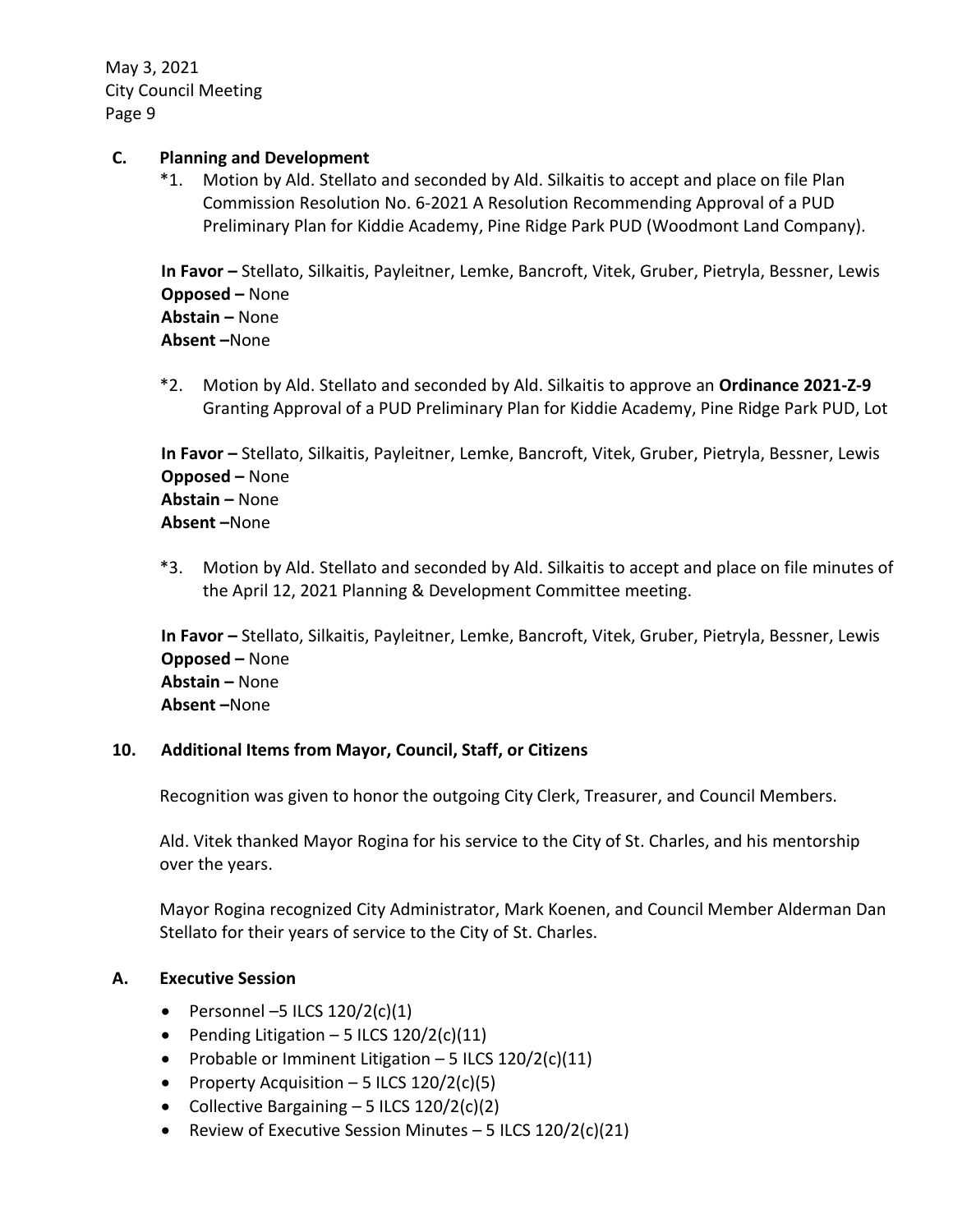**C. Planning and Development**

*1. Motion by Ald. Stellato and seconded by Ald. Silkaitis to accept and place on file Plan Commission Resolution No. 6-2021 A Resolution Recommending Approval of a PUD Preliminary Plan for Kiddie Academy, Pine Ridge Park PUD (Woodmont Land Company).

**In Favor –** Stellato, Silkaitis, Payleitner, Lemke, Bancroft, Vitek, Gruber, Pietryla, Bessner, Lewis
**Opposed –** None
**Abstain –** None
**Absent –**None

*2. Motion by Ald. Stellato and seconded by Ald. Silkaitis to approve an **Ordinance 2021-Z-9** Granting Approval of a PUD Preliminary Plan for Kiddie Academy, Pine Ridge Park PUD, Lot

**In Favor –** Stellato, Silkaitis, Payleitner, Lemke, Bancroft, Vitek, Gruber, Pietryla, Bessner, Lewis
**Opposed –** None
**Abstain –** None
**Absent –**None

*3. Motion by Ald. Stellato and seconded by Ald. Silkaitis to accept and place on file minutes of the April 12, 2021 Planning & Development Committee meeting.

**In Favor –** Stellato, Silkaitis, Payleitner, Lemke, Bancroft, Vitek, Gruber, Pietryla, Bessner, Lewis
**Opposed –** None
**Abstain –** None
**Absent –**None

**10. Additional Items from Mayor, Council, Staff, or Citizens**

Recognition was given to honor the outgoing City Clerk, Treasurer, and Council Members.

Ald. Vitek thanked Mayor Rogina for his service to the City of St. Charles, and his mentorship over the years.

Mayor Rogina recognized City Administrator, Mark Koenen, and Council Member Alderman Dan Stellato for their years of service to the City of St. Charles.

**A. Executive Session**

- Personnel –5 ILCS 120/2(c)(1)
- Pending Litigation – 5 ILCS 120/2(c)(11)
- Probable or Imminent Litigation – 5 ILCS 120/2(c)(11)
- Property Acquisition – 5 ILCS 120/2(c)(5)
- Collective Bargaining – 5 ILCS 120/2(c)(2)
- Review of Executive Session Minutes – 5 ILCS 120/2(c)(21)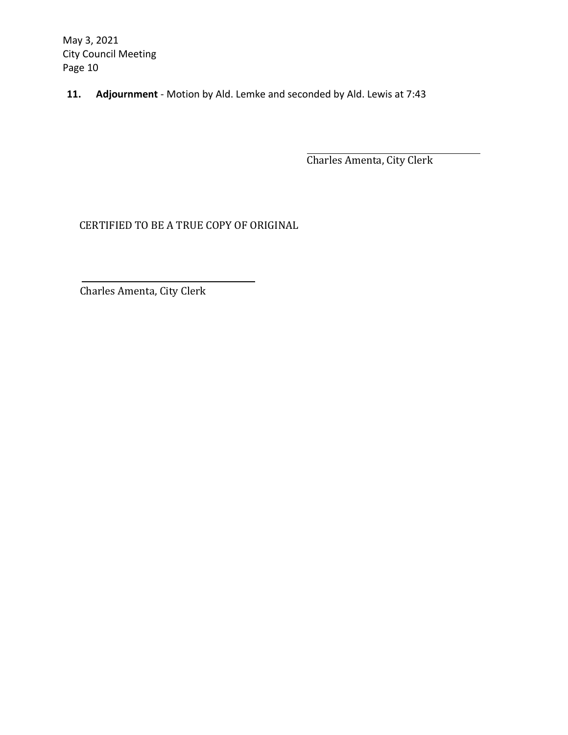**11. Adjournment** - Motion by Ald. Lemke and seconded by Ald. Lewis at 7:43

Charles Amenta, City Clerk

CERTIFIED TO BE A TRUE COPY OF ORIGINAL

Charles Amenta, City Clerk